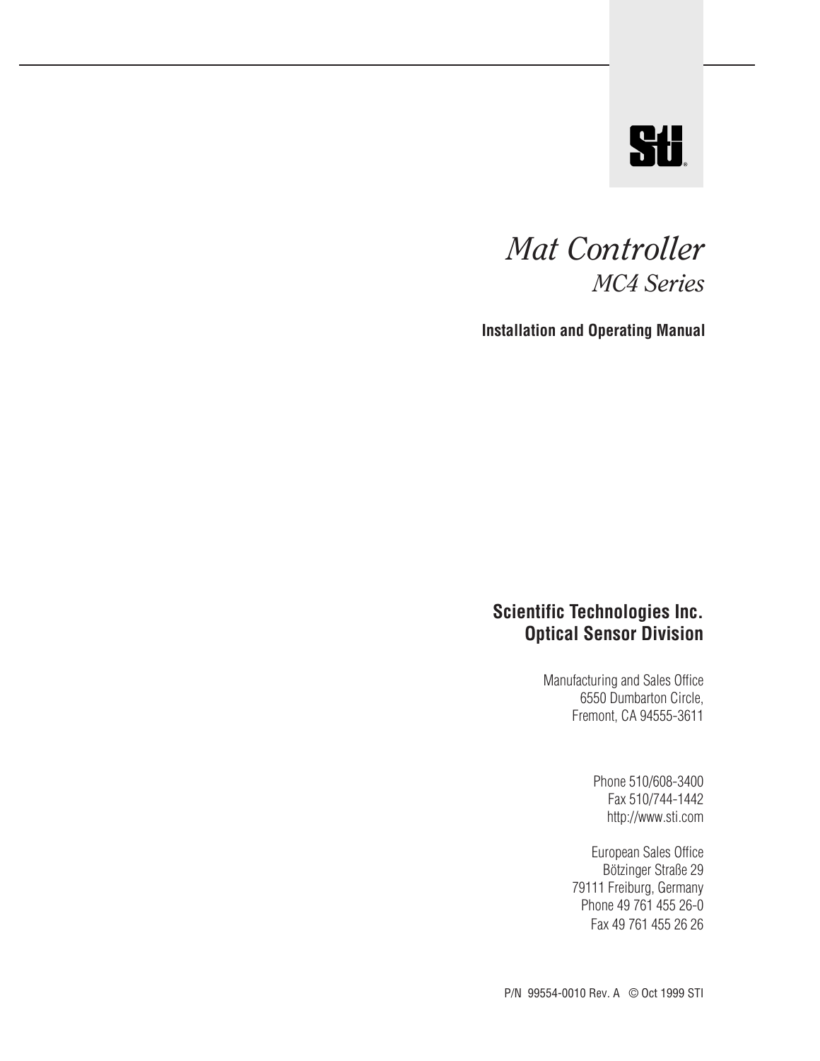STI®

# *Mat Controller*

## *MC4 Series*

**Installation and Operating Manual**

**Scientific Technologies Inc.**
**Optical Sensor Division**

Manufacturing and Sales Office
6550 Dumbarton Circle,
Fremont, CA 94555-3611

Phone 510/608-3400
Fax 510/744-1442
http://www.sti.com

European Sales Office
Bötzinger Straße 29
79111 Freiburg, Germany
Phone 49 761 455 26-0
Fax 49 761 455 26 26

P/N 99554-0010 Rev. A © Oct 1999 STI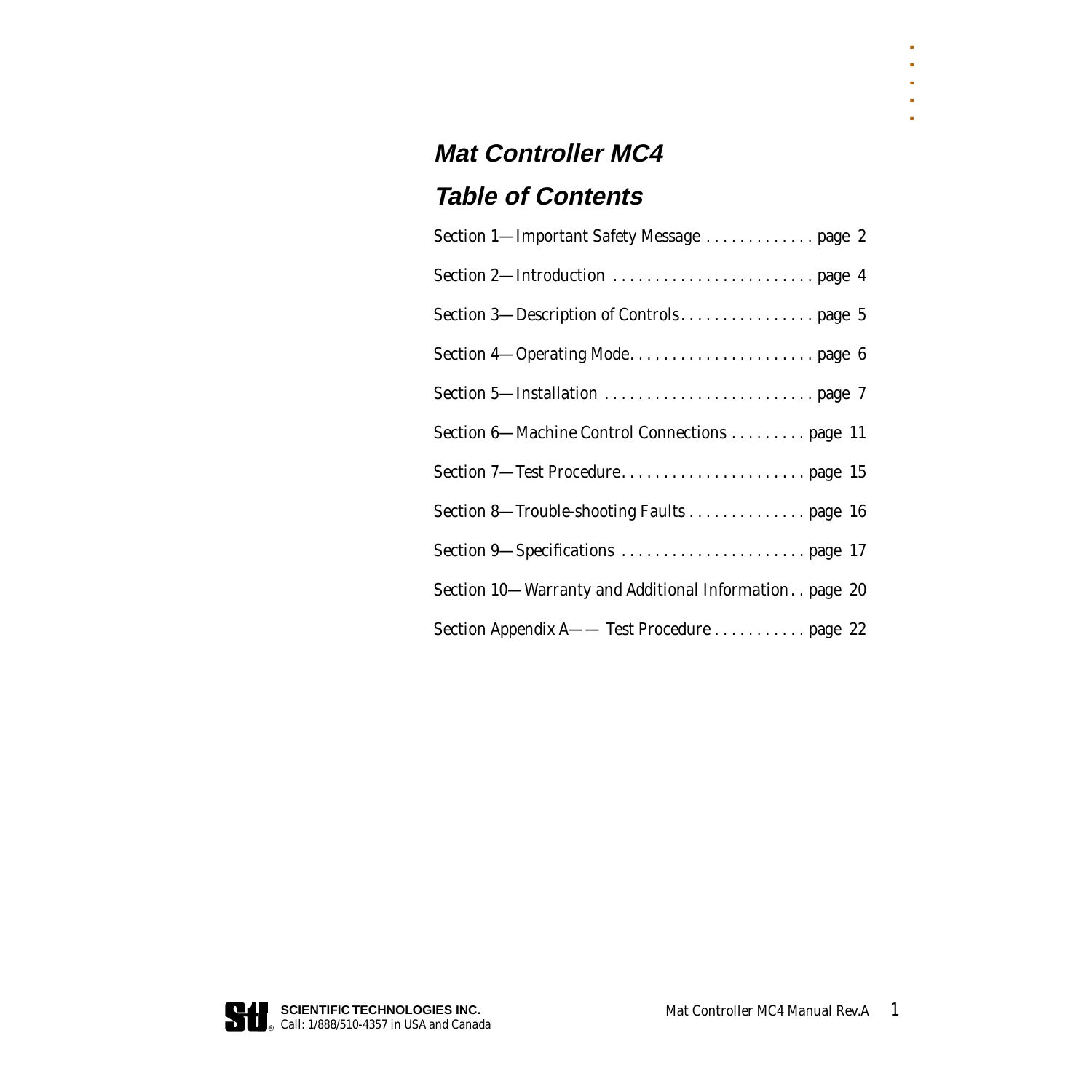# Mat Controller MC4

## Table of Contents

Section 1—Important Safety Message . . . . . . . . . . . . . page 2

Section 2—Introduction . . . . . . . . . . . . . . . . . . . . . . . . . page 4

Section 3—Description of Controls. . . . . . . . . . . . . . . . page 5

Section 4—Operating Mode. . . . . . . . . . . . . . . . . . . . . . page 6

Section 5—Installation . . . . . . . . . . . . . . . . . . . . . . . . . page 7

Section 6—Machine Control Connections . . . . . . . . . page 11

Section 7—Test Procedure. . . . . . . . . . . . . . . . . . . . . . page 15

Section 8—Trouble-shooting Faults . . . . . . . . . . . . . . page 16

Section 9—Specifications . . . . . . . . . . . . . . . . . . . . . . page 17

Section 10—Warranty and Additional Information . . page 20

Section Appendix A—— Test Procedure . . . . . . . . . . . page 22

**SCIENTIFIC TECHNOLOGIES INC.**
Call: 1/888/510-4357 in USA and Canada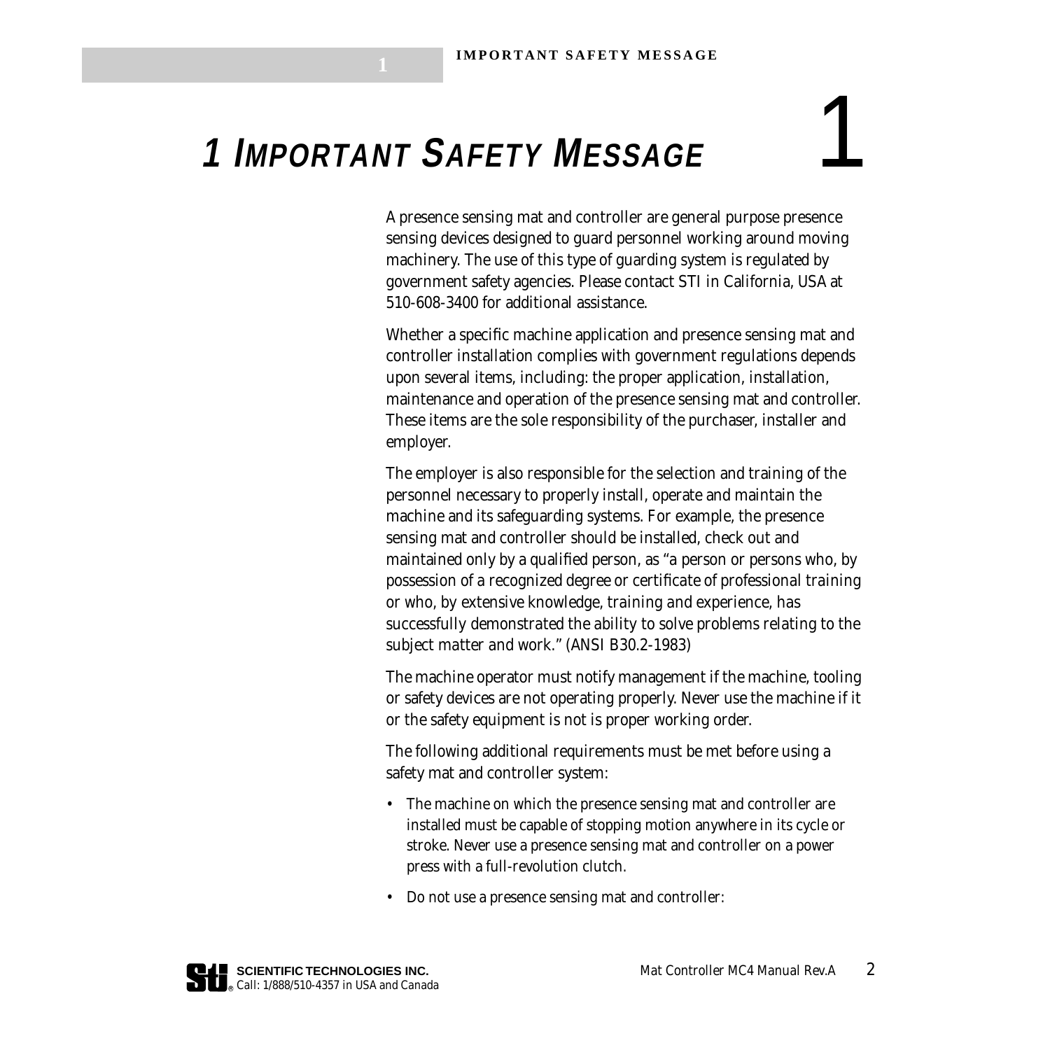# 1 Important Safety Message

A presence sensing mat and controller are general purpose presence sensing devices designed to guard personnel working around moving machinery. The use of this type of guarding system is regulated by government safety agencies. Please contact STI in California, USA at 510-608-3400 for additional assistance.

Whether a specific machine application and presence sensing mat and controller installation complies with government regulations depends upon several items, including: the proper application, installation, maintenance and operation of the presence sensing mat and controller. These items are the sole responsibility of the purchaser, installer and employer.

The employer is also responsible for the selection and training of the personnel necessary to properly install, operate and maintain the machine and its safeguarding systems. For example, the presence sensing mat and controller should be installed, check out and maintained only by a qualified person, as "a person or persons who, by possession of a recognized degree or certificate of professional training or who, by extensive knowledge, training and experience, has successfully demonstrated the ability to solve problems relating to the subject matter and work." (ANSI B30.2-1983)

The machine operator must notify management if the machine, tooling or safety devices are not operating properly. Never use the machine if it or the safety equipment is not is proper working order.

The following additional requirements must be met before using a safety mat and controller system:

- The machine on which the presence sensing mat and controller are installed must be capable of stopping motion anywhere in its cycle or stroke. Never use a presence sensing mat and controller on a power press with a full-revolution clutch.
- Do not use a presence sensing mat and controller: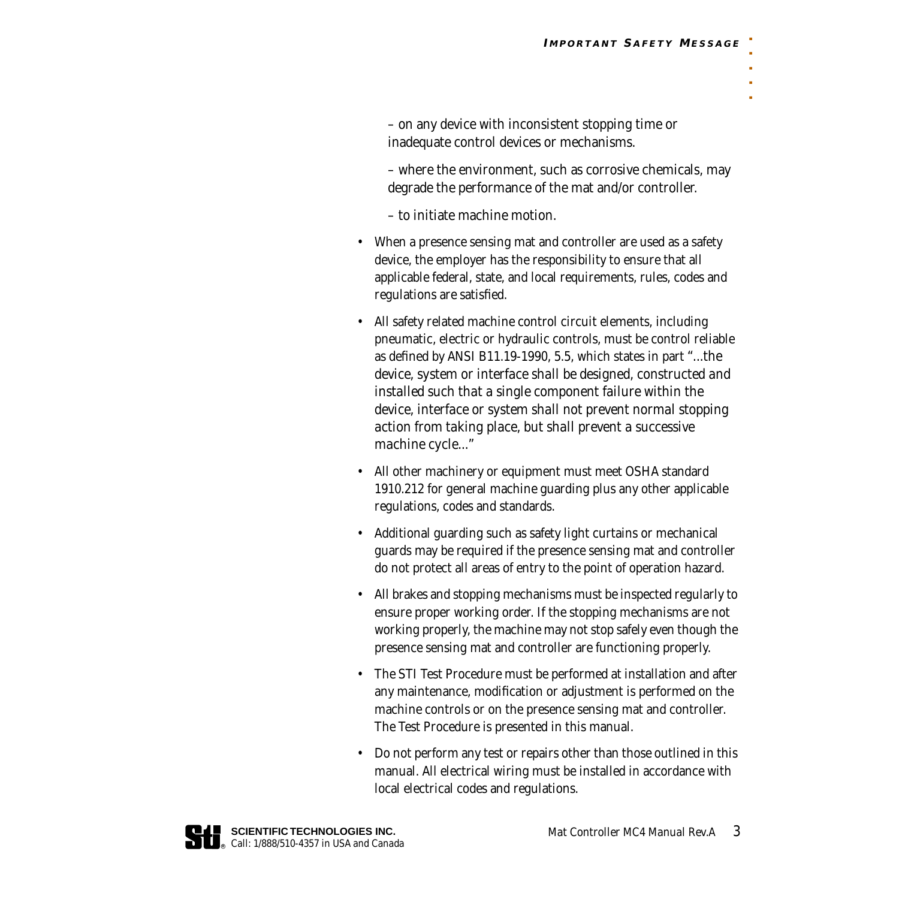– on any device with inconsistent stopping time or inadequate control devices or mechanisms.

– where the environment, such as corrosive chemicals, may degrade the performance of the mat and/or controller.

– to initiate machine motion.

- When a presence sensing mat and controller are used as a safety device, the employer has the responsibility to ensure that all applicable federal, state, and local requirements, rules, codes and regulations are satisfied.
- All safety related machine control circuit elements, including pneumatic, electric or hydraulic controls, must be control reliable as defined by ANSI B11.19-1990, 5.5, which states in part "...the device, system or interface shall be designed, constructed and installed such that a single component failure within the device, interface or system shall not prevent normal stopping action from taking place, but shall prevent a successive machine cycle..."
- All other machinery or equipment must meet OSHA standard 1910.212 for general machine guarding plus any other applicable regulations, codes and standards.
- Additional guarding such as safety light curtains or mechanical guards may be required if the presence sensing mat and controller do not protect all areas of entry to the point of operation hazard.
- All brakes and stopping mechanisms must be inspected regularly to ensure proper working order. If the stopping mechanisms are not working properly, the machine may not stop safely even though the presence sensing mat and controller are functioning properly.
- The STI Test Procedure must be performed at installation and after any maintenance, modification or adjustment is performed on the machine controls or on the presence sensing mat and controller. The Test Procedure is presented in this manual.
- Do not perform any test or repairs other than those outlined in this manual. All electrical wiring must be installed in accordance with local electrical codes and regulations.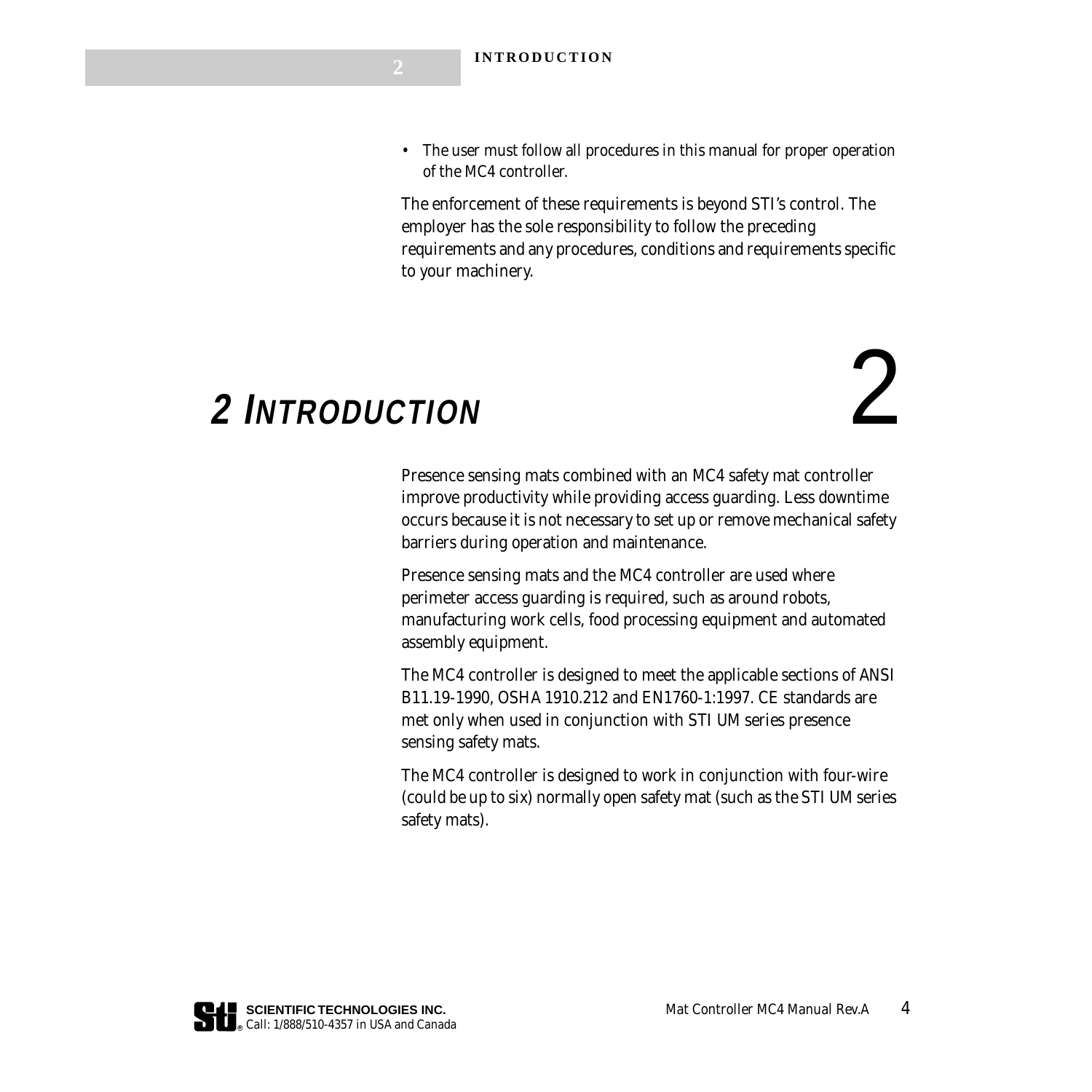- The user must follow all procedures in this manual for proper operation of the MC4 controller.

The enforcement of these requirements is beyond STI's control. The employer has the sole responsibility to follow the preceding requirements and any procedures, conditions and requirements specific to your machinery.

# 2 Introduction

Presence sensing mats combined with an MC4 safety mat controller improve productivity while providing access guarding. Less downtime occurs because it is not necessary to set up or remove mechanical safety barriers during operation and maintenance.

Presence sensing mats and the MC4 controller are used where perimeter access guarding is required, such as around robots, manufacturing work cells, food processing equipment and automated assembly equipment.

The MC4 controller is designed to meet the applicable sections of ANSI B11.19-1990, OSHA 1910.212 and EN1760-1:1997. CE standards are met only when used in conjunction with STI UM series presence sensing safety mats.

The MC4 controller is designed to work in conjunction with four-wire (could be up to six) normally open safety mat (such as the STI UM series safety mats).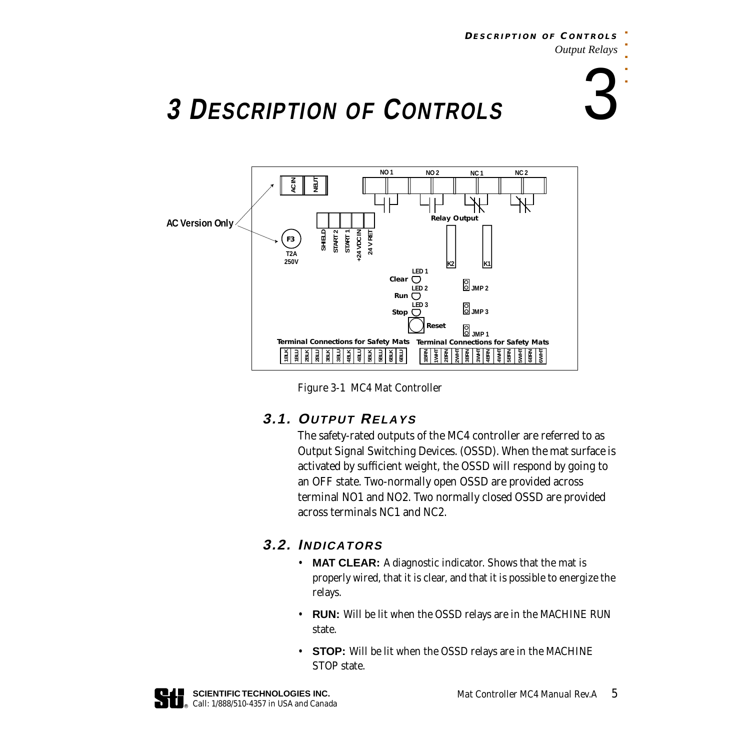# 3 DESCRIPTION OF CONTROLS

Figure 3-1 MC4 Mat Controller

## 3.1. OUTPUT RELAYS

The safety-rated outputs of the MC4 controller are referred to as Output Signal Switching Devices. (OSSD). When the mat surface is activated by sufficient weight, the OSSD will respond by going to an OFF state. Two-normally open OSSD are provided across terminal NO1 and NO2. Two normally closed OSSD are provided across terminals NC1 and NC2.

## 3.2. INDICATORS

- **MAT CLEAR:** A diagnostic indicator. Shows that the mat is properly wired, that it is clear, and that it is possible to energize the relays.
- **RUN:** Will be lit when the OSSD relays are in the MACHINE RUN state.
- **STOP:** Will be lit when the OSSD relays are in the MACHINE STOP state.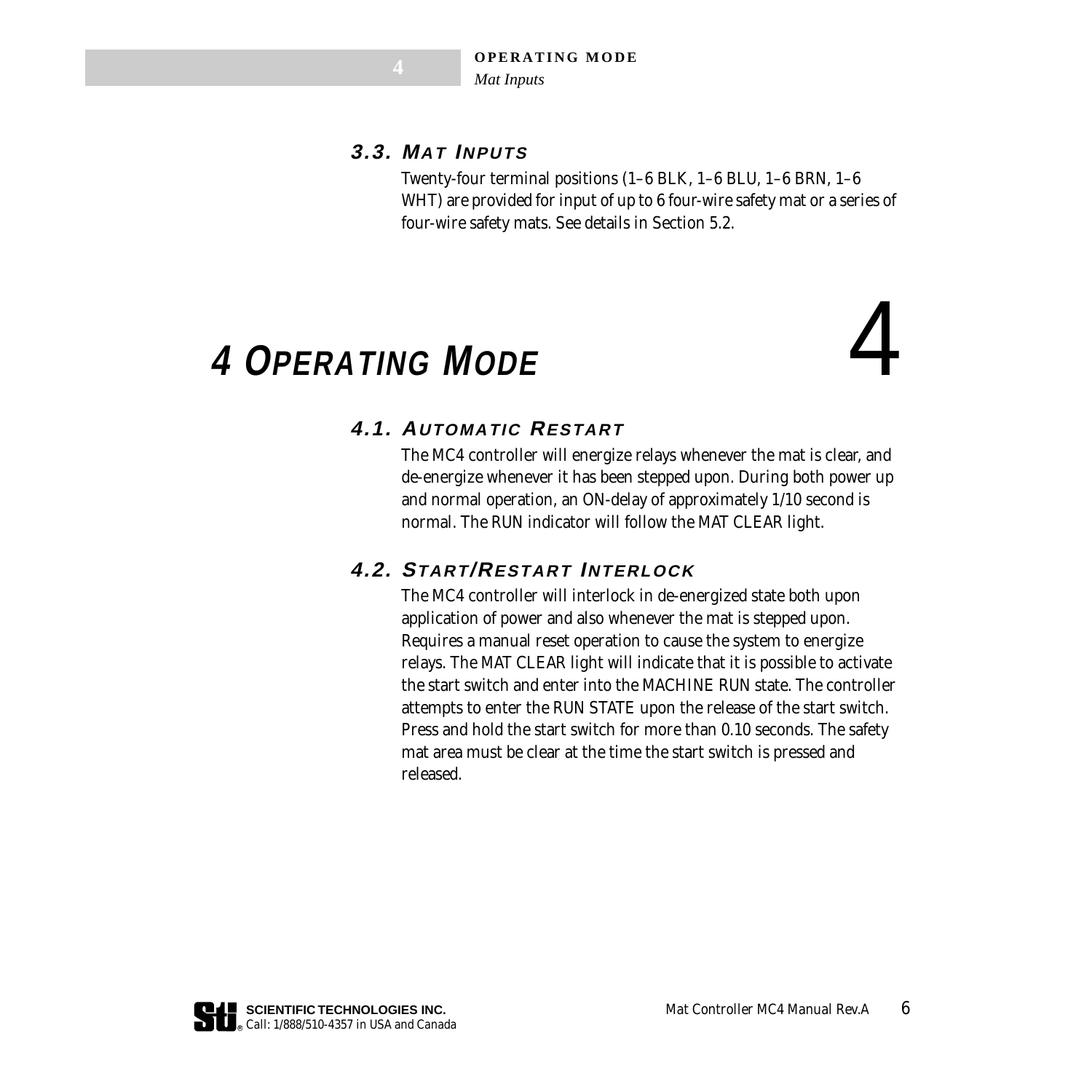### 3.3. MAT INPUTS

Twenty-four terminal positions (1–6 BLK, 1–6 BLU, 1–6 BRN, 1–6 WHT) are provided for input of up to 6 four-wire safety mat or a series of four-wire safety mats. See details in Section 5.2.

# 4 OPERATING MODE

### 4.1. AUTOMATIC RESTART

The MC4 controller will energize relays whenever the mat is clear, and de-energize whenever it has been stepped upon. During both power up and normal operation, an ON-delay of approximately 1/10 second is normal. The RUN indicator will follow the MAT CLEAR light.

### 4.2. START/RESTART INTERLOCK

The MC4 controller will interlock in de-energized state both upon application of power and also whenever the mat is stepped upon. Requires a manual reset operation to cause the system to energize relays. The MAT CLEAR light will indicate that it is possible to activate the start switch and enter into the MACHINE RUN state. The controller attempts to enter the RUN STATE upon the release of the start switch. Press and hold the start switch for more than 0.10 seconds. The safety mat area must be clear at the time the start switch is pressed and released.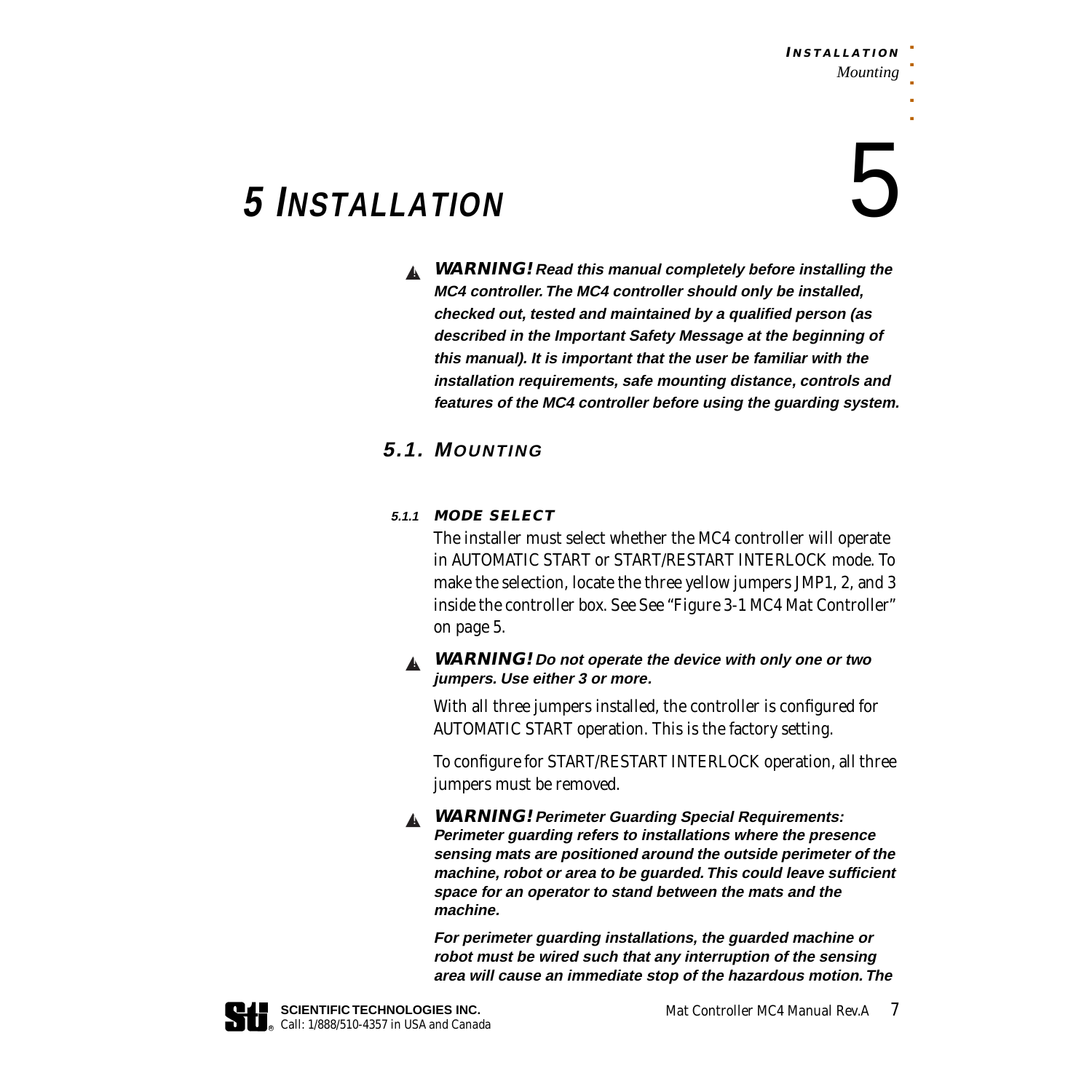# 5 INSTALLATION

⚠ ***WARNING! Read this manual completely before installing the MC4 controller. The MC4 controller should only be installed, checked out, tested and maintained by a qualified person (as described in the Important Safety Message at the beginning of this manual). It is important that the user be familiar with the installation requirements, safe mounting distance, controls and features of the MC4 controller before using the guarding system.***

## 5.1. MOUNTING

### 5.1.1 MODE SELECT

The installer must select whether the MC4 controller will operate in AUTOMATIC START or START/RESTART INTERLOCK mode. To make the selection, locate the three yellow jumpers JMP1, 2, and 3 inside the controller box. See See "Figure 3-1 MC4 Mat Controller" on page 5.

⚠ ***WARNING! Do not operate the device with only one or two jumpers. Use either 3 or more.***

With all three jumpers installed, the controller is configured for AUTOMATIC START operation. This is the factory setting.

To configure for START/RESTART INTERLOCK operation, all three jumpers must be removed.

⚠ ***WARNING! Perimeter Guarding Special Requirements: Perimeter guarding refers to installations where the presence sensing mats are positioned around the outside perimeter of the machine, robot or area to be guarded. This could leave sufficient space for an operator to stand between the mats and the machine.***

***For perimeter guarding installations, the guarded machine or robot must be wired such that any interruption of the sensing area will cause an immediate stop of the hazardous motion. The***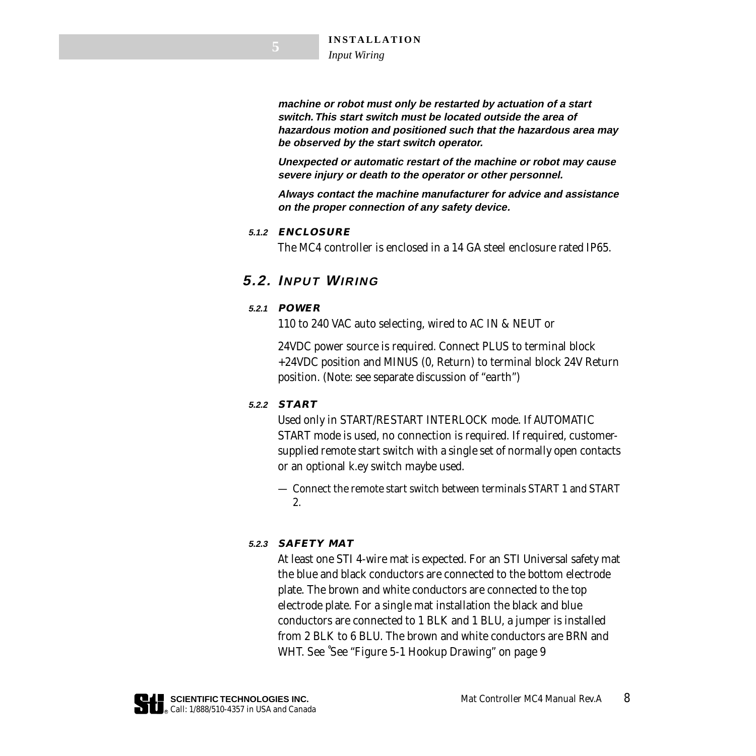**machine or robot must only be restarted by actuation of a start switch. This start switch must be located outside the area of hazardous motion and positioned such that the hazardous area may be observed by the start switch operator.**

***Unexpected or automatic restart of the machine or robot may cause severe injury or death to the operator or other personnel.***

***Always contact the machine manufacturer for advice and assistance on the proper connection of any safety device.***

#### 5.1.2 ENCLOSURE

The MC4 controller is enclosed in a 14 GA steel enclosure rated IP65.

## 5.2. INPUT WIRING

#### 5.2.1 POWER

110 to 240 VAC auto selecting, wired to AC IN & NEUT or

24VDC power source is required. Connect PLUS to terminal block +24VDC position and MINUS (0, Return) to terminal block 24V Return position. (Note: see separate discussion of "earth")

#### 5.2.2 START

Used only in START/RESTART INTERLOCK mode. If AUTOMATIC START mode is used, no connection is required. If required, customer-supplied remote start switch with a single set of normally open contacts or an optional k.ey switch maybe used.

— Connect the remote start switch between terminals START 1 and START 2.

#### 5.2.3 SAFETY MAT

At least one STI 4-wire mat is expected. For an STI Universal safety mat the blue and black conductors are connected to the bottom electrode plate. The brown and white conductors are connected to the top electrode plate. For a single mat installation the black and blue conductors are connected to 1 BLK and 1 BLU, a jumper is installed from 2 BLK to 6 BLU. The brown and white conductors are BRN and WHT. See °See "Figure 5-1 Hookup Drawing" on page 9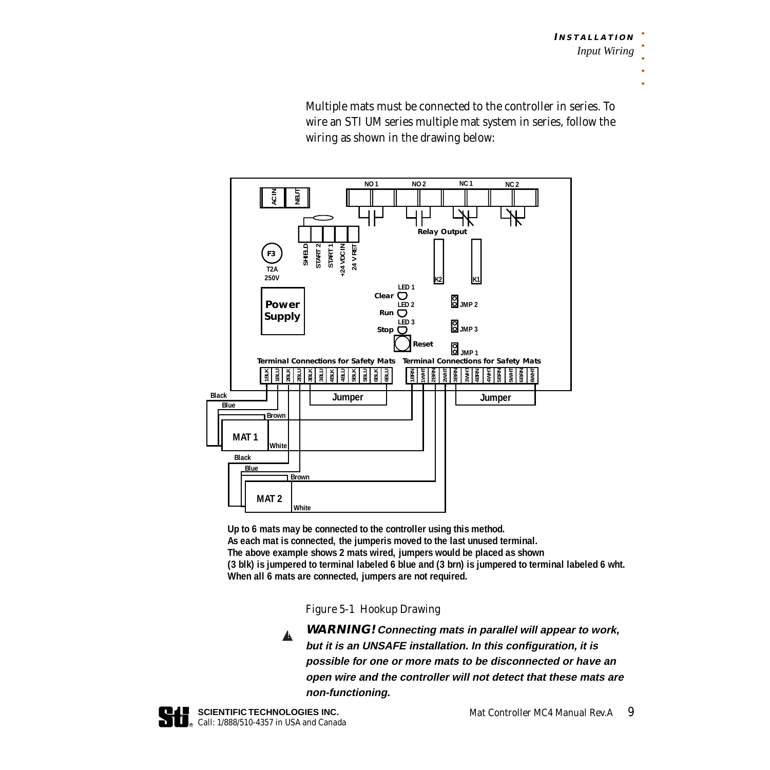Multiple mats must be connected to the controller in series. To wire an STI UM series multiple mat system in series, follow the wiring as shown in the drawing below:

**Up to 6 mats may be connected to the controller using this method.**
**As each mat is connected, the jumperis moved to the last unused terminal.**
**The above example shows 2 mats wired, jumpers would be placed as shown**
**(3 blk) is jumpered to terminal labeled 6 blue and (3 brn) is jumpered to terminal labeled 6 wht.**
**When all 6 mats are connected, jumpers are not required.**

Figure 5-1 Hookup Drawing

***WARNING! Connecting mats in parallel will appear to work, but it is an UNSAFE installation. In this configuration, it is possible for one or more mats to be disconnected or have an open wire and the controller will not detect that these mats are non-functioning.***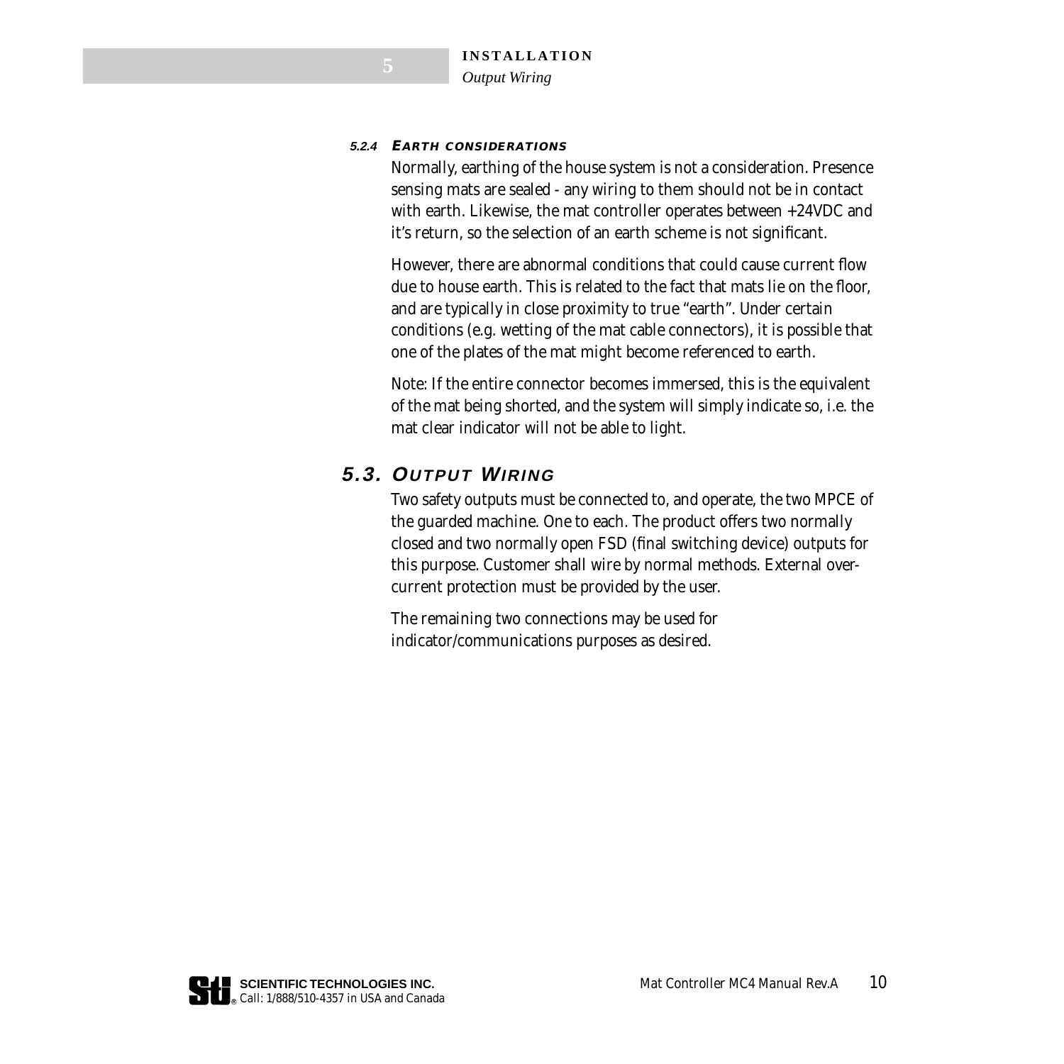#### 5.2.4 Earth considerations

Normally, earthing of the house system is not a consideration. Presence sensing mats are sealed - any wiring to them should not be in contact with earth. Likewise, the mat controller operates between +24VDC and it's return, so the selection of an earth scheme is not significant.

However, there are abnormal conditions that could cause current flow due to house earth. This is related to the fact that mats lie on the floor, and are typically in close proximity to true "earth". Under certain conditions (e.g. wetting of the mat cable connectors), it is possible that one of the plates of the mat might become referenced to earth.

Note: If the entire connector becomes immersed, this is the equivalent of the mat being shorted, and the system will simply indicate so, i.e. the mat clear indicator will not be able to light.

## 5.3. Output Wiring

Two safety outputs must be connected to, and operate, the two MPCE of the guarded machine. One to each. The product offers two normally closed and two normally open FSD (final switching device) outputs for this purpose. Customer shall wire by normal methods. External over-current protection must be provided by the user.

The remaining two connections may be used for indicator/communications purposes as desired.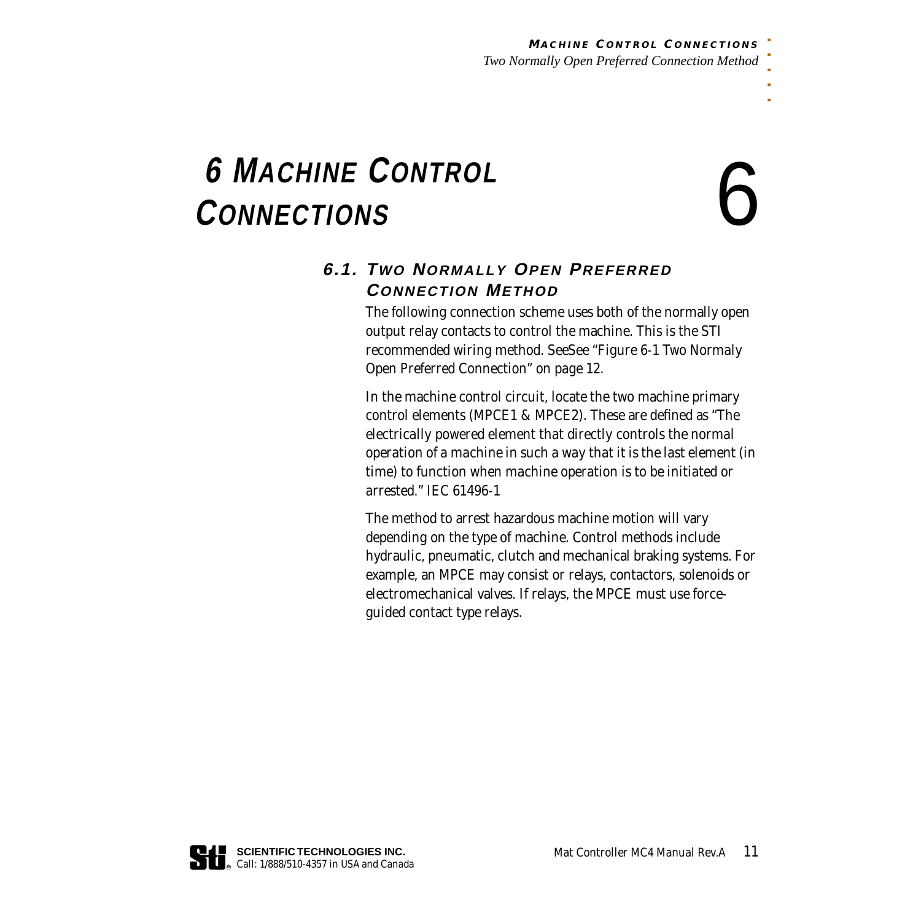# 6 MACHINE CONTROL CONNECTIONS

## 6.1. TWO NORMALLY OPEN PREFERRED CONNECTION METHOD

The following connection scheme uses both of the normally open output relay contacts to control the machine. This is the STI recommended wiring method. SeeSee "Figure 6-1 Two Normaly Open Preferred Connection" on page 12.

In the machine control circuit, locate the two machine primary control elements (MPCE1 & MPCE2). These are defined as "The electrically powered element that directly controls the normal operation of a machine in such a way that it is the last element (in time) to function when machine operation is to be initiated or arrested." IEC 61496-1

The method to arrest hazardous machine motion will vary depending on the type of machine. Control methods include hydraulic, pneumatic, clutch and mechanical braking systems. For example, an MPCE may consist or relays, contactors, solenoids or electromechanical valves. If relays, the MPCE must use force-guided contact type relays.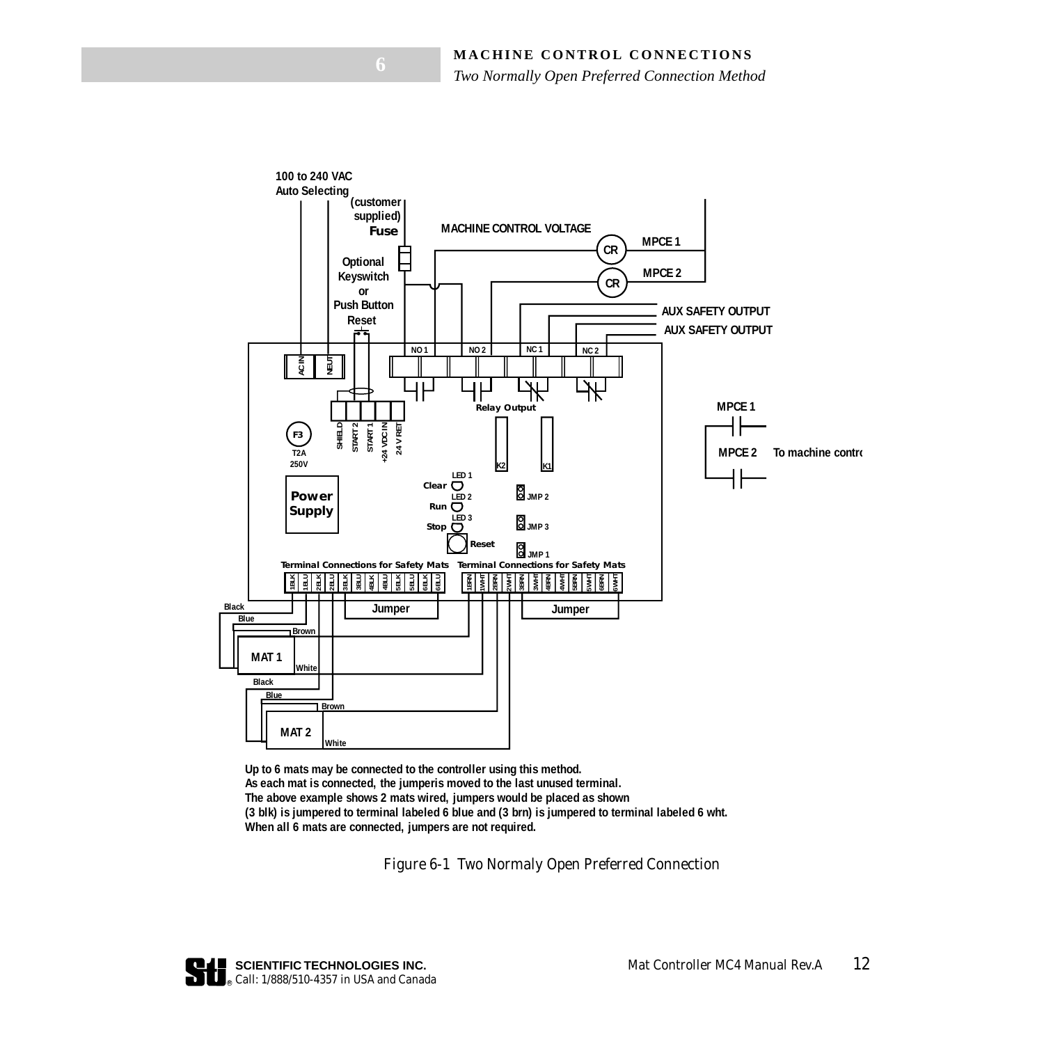## MACHINE CONTROL CONNECTIONS

*Two Normally Open Preferred Connection Method*

Up to 6 mats may be connected to the controller using this method.
As each mat is connected, the jumperis moved to the last unused terminal.
The above example shows 2 mats wired, jumpers would be placed as shown
(3 blk) is jumpered to terminal labeled 6 blue and (3 brn) is jumpered to terminal labeled 6 wht.
When all 6 mats are connected, jumpers are not required.

Figure 6-1 Two Normaly Open Preferred Connection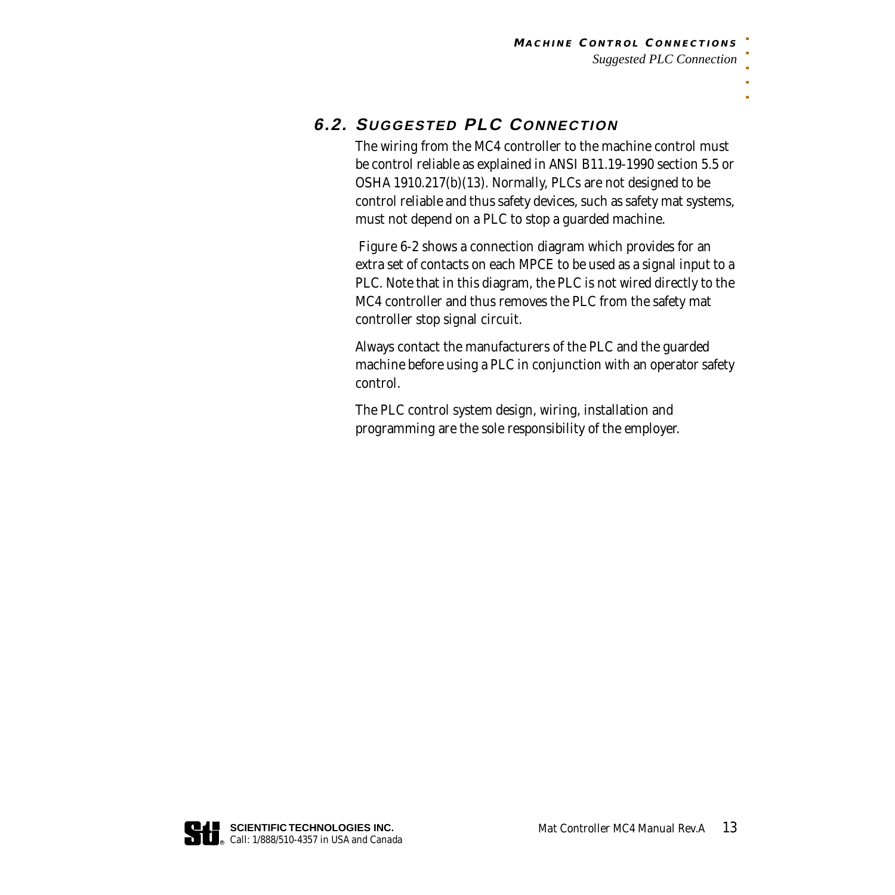## 6.2. Suggested PLC Connection

The wiring from the MC4 controller to the machine control must be control reliable as explained in ANSI B11.19-1990 section 5.5 or OSHA 1910.217(b)(13). Normally, PLCs are not designed to be control reliable and thus safety devices, such as safety mat systems, must not depend on a PLC to stop a guarded machine.

Figure 6-2 shows a connection diagram which provides for an extra set of contacts on each MPCE to be used as a signal input to a PLC. Note that in this diagram, the PLC is not wired directly to the MC4 controller and thus removes the PLC from the safety mat controller stop signal circuit.

Always contact the manufacturers of the PLC and the guarded machine before using a PLC in conjunction with an operator safety control.

The PLC control system design, wiring, installation and programming are the sole responsibility of the employer.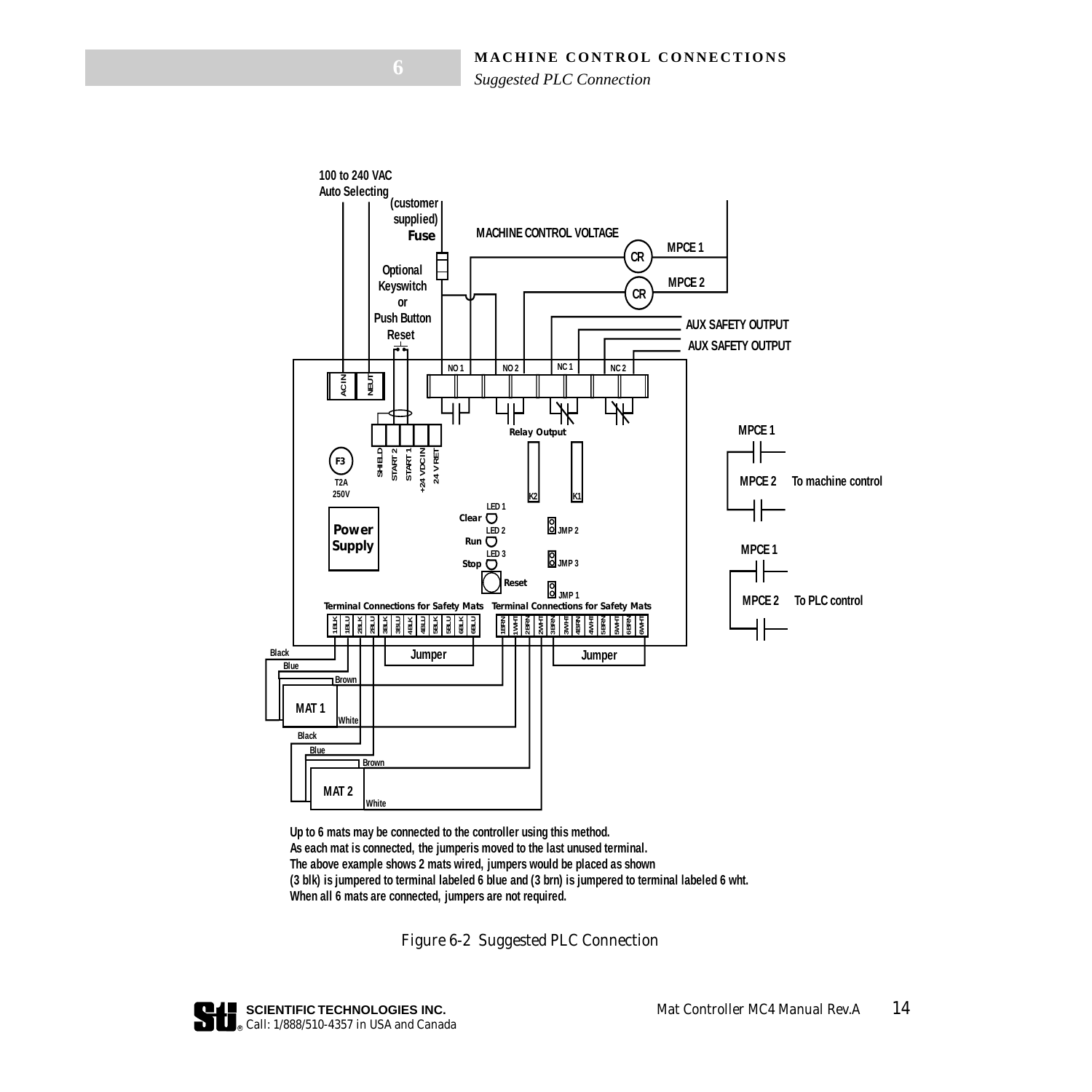## MACHINE CONTROL CONNECTIONS

*Suggested PLC Connection*

Up to 6 mats may be connected to the controller using this method.
As each mat is connected, the jumperis moved to the last unused terminal.
The above example shows 2 mats wired, jumpers would be placed as shown
(3 blk) is jumpered to terminal labeled 6 blue and (3 brn) is jumpered to terminal labeled 6 wht.
When all 6 mats are connected, jumpers are not required.

Figure 6-2 Suggested PLC Connection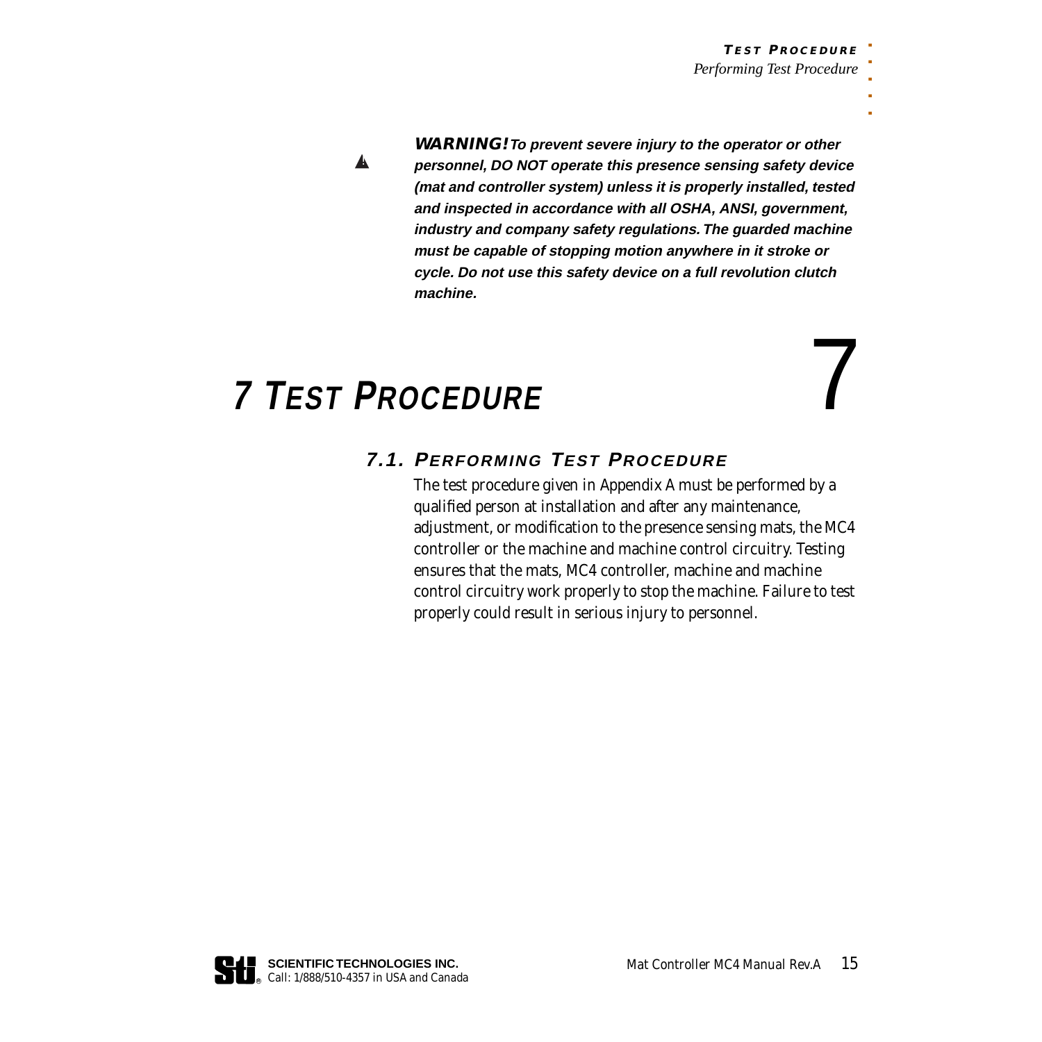**WARNING!** ***To prevent severe injury to the operator or other personnel, DO NOT operate this presence sensing safety device (mat and controller system) unless it is properly installed, tested and inspected in accordance with all OSHA, ANSI, government, industry and company safety regulations. The guarded machine must be capable of stopping motion anywhere in it stroke or cycle. Do not use this safety device on a full revolution clutch machine.***

# 7 Test Procedure

## 7.1. Performing Test Procedure

The test procedure given in Appendix A must be performed by a qualified person at installation and after any maintenance, adjustment, or modification to the presence sensing mats, the MC4 controller or the machine and machine control circuitry. Testing ensures that the mats, MC4 controller, machine and machine control circuitry work properly to stop the machine. Failure to test properly could result in serious injury to personnel.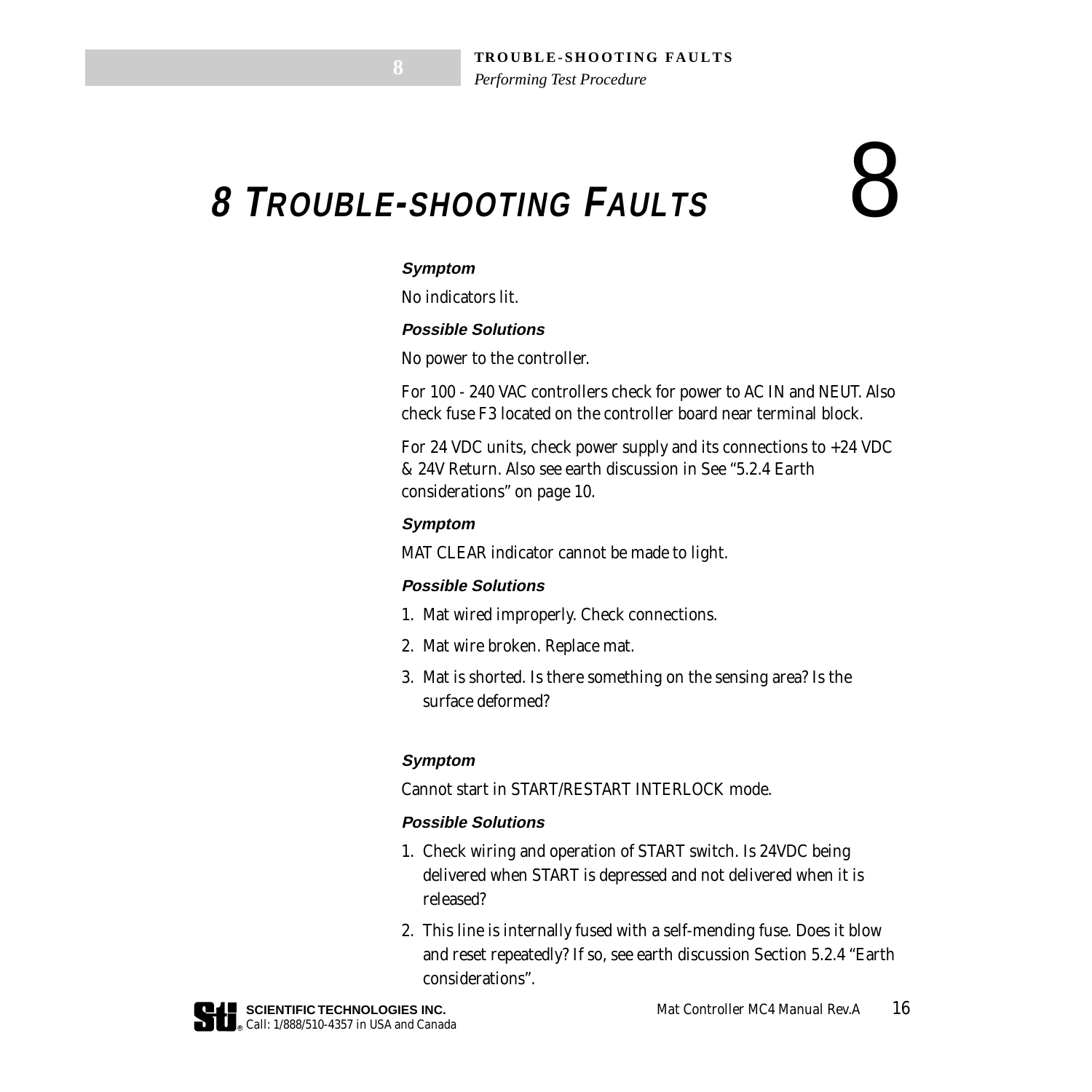# 8 Trouble-shooting Faults

#### *Symptom*

No indicators lit.

#### *Possible Solutions*

No power to the controller.

For 100 - 240 VAC controllers check for power to AC IN and NEUT. Also check fuse F3 located on the controller board near terminal block.

For 24 VDC units, check power supply and its connections to +24 VDC & 24V Return. Also see earth discussion in See “5.2.4 Earth considerations” on page 10.

#### *Symptom*

MAT CLEAR indicator cannot be made to light.

#### *Possible Solutions*

1. Mat wired improperly. Check connections.
2. Mat wire broken. Replace mat.
3. Mat is shorted. Is there something on the sensing area? Is the surface deformed?

#### *Symptom*

Cannot start in START/RESTART INTERLOCK mode.

#### *Possible Solutions*

1. Check wiring and operation of START switch. Is 24VDC being delivered when START is depressed and not delivered when it is released?
2. This line is internally fused with a self-mending fuse. Does it blow and reset repeatedly? If so, see earth discussion Section 5.2.4 “Earth considerations”.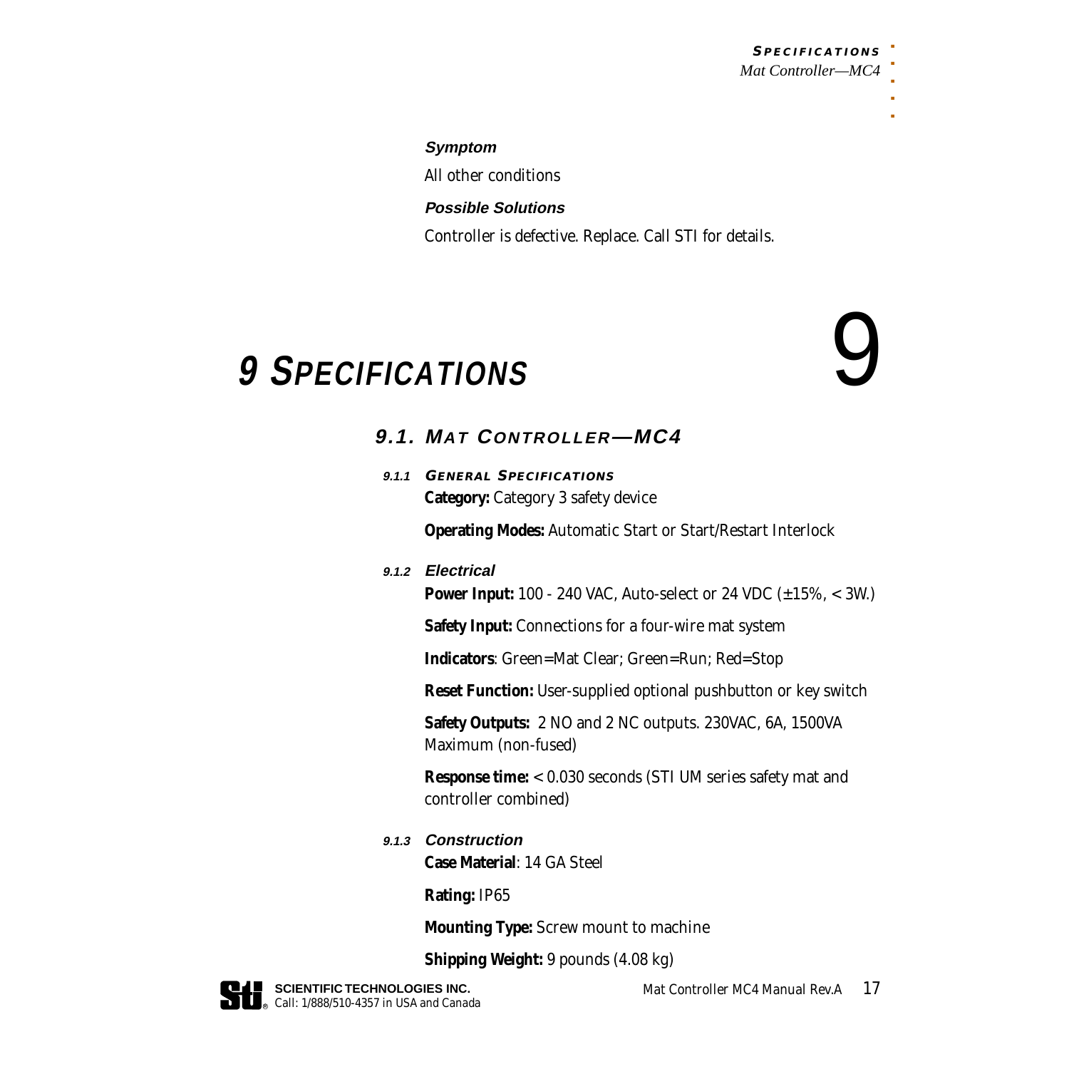**Symptom**

All other conditions

**Possible Solutions**

Controller is defective. Replace. Call STI for details.

# 9 SPECIFICATIONS

## 9.1. MAT CONTROLLER—MC4

### 9.1.1 GENERAL SPECIFICATIONS

**Category:** Category 3 safety device

**Operating Modes:** Automatic Start or Start/Restart Interlock

### 9.1.2 Electrical

**Power Input:** 100 - 240 VAC, Auto-select or 24 VDC (±15%, < 3W.)

**Safety Input:** Connections for a four-wire mat system

**Indicators**: Green=Mat Clear; Green=Run; Red=Stop

**Reset Function:** User-supplied optional pushbutton or key switch

**Safety Outputs:** 2 NO and 2 NC outputs. 230VAC, 6A, 1500VA Maximum (non-fused)

**Response time:** < 0.030 seconds (STI UM series safety mat and controller combined)

### 9.1.3 Construction

**Case Material**: 14 GA Steel

**Rating:** IP65

**Mounting Type:** Screw mount to machine

**Shipping Weight:** 9 pounds (4.08 kg)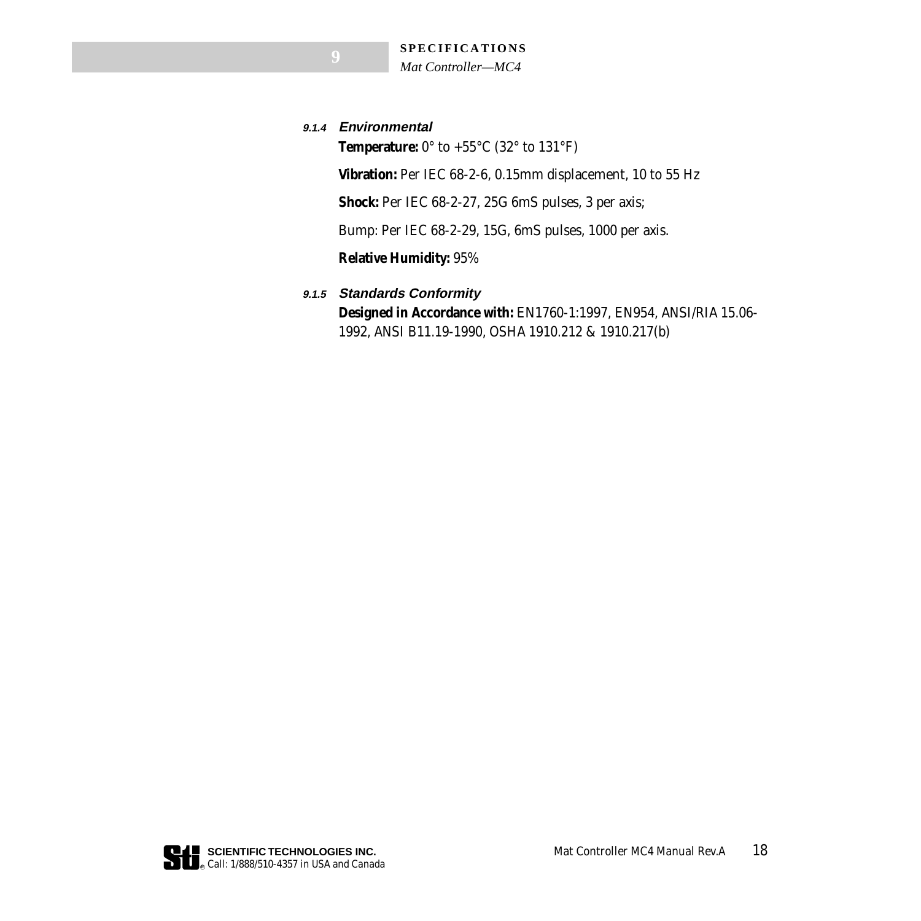#### 9.1.4 Environmental

**Temperature:** 0° to +55°C (32° to 131°F)

**Vibration:** Per IEC 68-2-6, 0.15mm displacement, 10 to 55 Hz

**Shock:** Per IEC 68-2-27, 25G 6mS pulses, 3 per axis;

Bump: Per IEC 68-2-29, 15G, 6mS pulses, 1000 per axis.

**Relative Humidity:** 95%

#### 9.1.5 Standards Conformity

**Designed in Accordance with:** EN1760-1:1997, EN954, ANSI/RIA 15.06-1992, ANSI B11.19-1990, OSHA 1910.212 & 1910.217(b)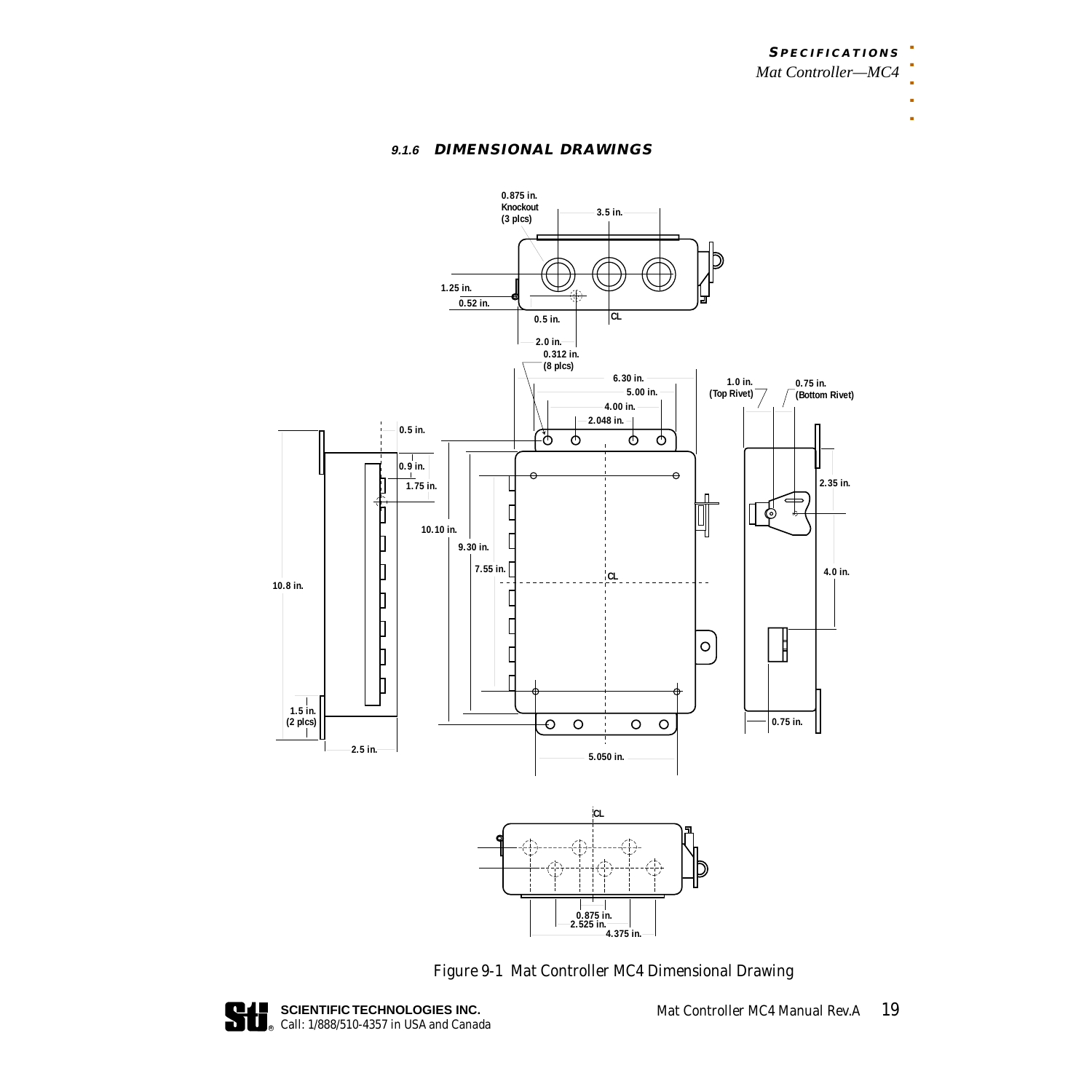### 9.1.6 DIMENSIONAL DRAWINGS

0.875 in. Knockout (3 plcs)

3.5 in.

1.25 in.

0.52 in.

0.5 in.

CL

2.0 in.

0.312 in. (8 plcs)

6.30 in.

5.00 in.

4.00 in.

2.048 in.

1.0 in. (Top Rivet)

0.75 in. (Bottom Rivet)

0.5 in.

0.9 in.

1.75 in.

10.10 in.

9.30 in.

7.55 in.

10.8 in.

2.35 in.

4.0 in.

1.5 in. (2 plcs)

2.5 in.

5.050 in.

0.75 in.

0.875 in.

2.525 in.

4.375 in.

Figure 9-1 Mat Controller MC4 Dimensional Drawing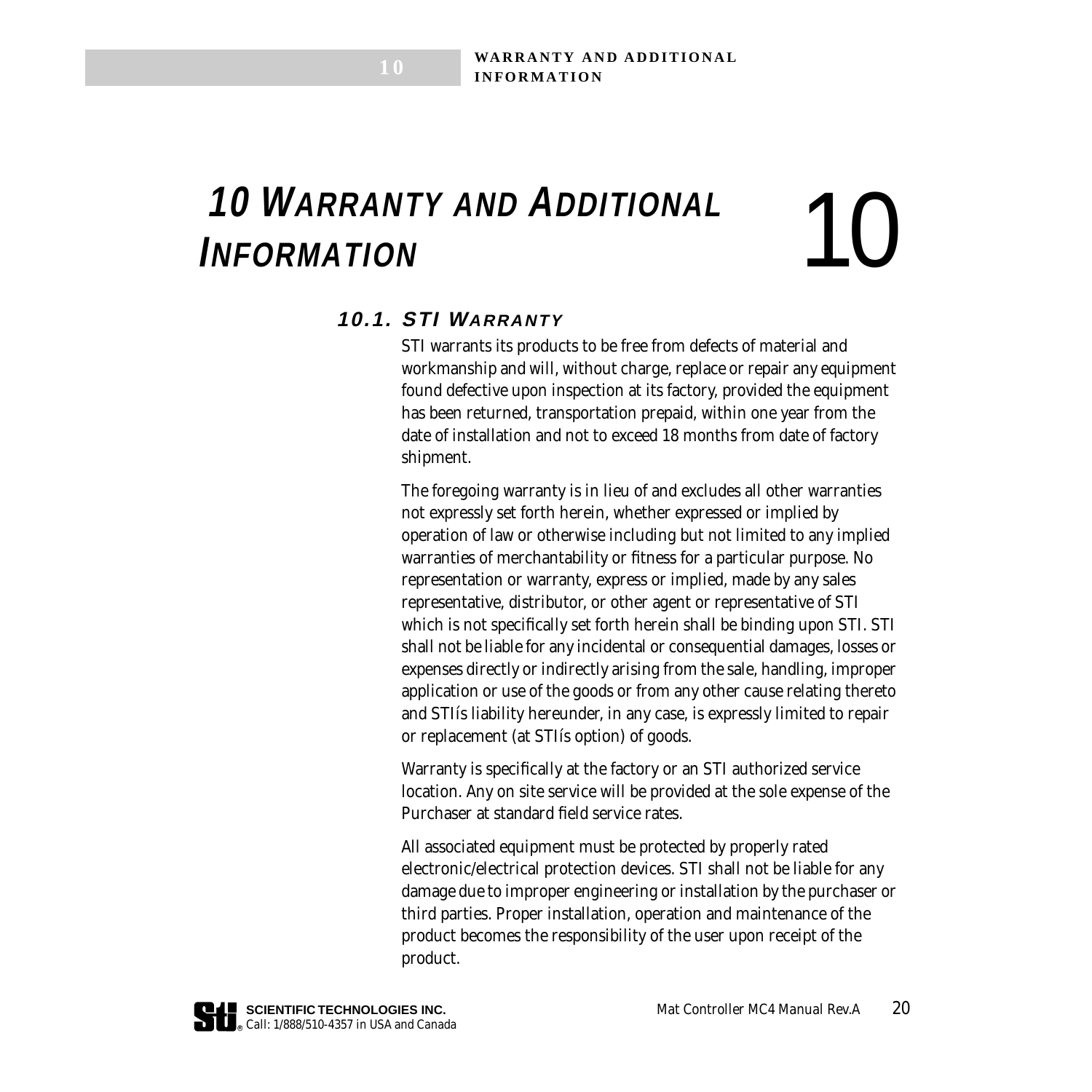# 10 Warranty and Additional Information

## 10.1. STI Warranty

STI warrants its products to be free from defects of material and workmanship and will, without charge, replace or repair any equipment found defective upon inspection at its factory, provided the equipment has been returned, transportation prepaid, within one year from the date of installation and not to exceed 18 months from date of factory shipment.

The foregoing warranty is in lieu of and excludes all other warranties not expressly set forth herein, whether expressed or implied by operation of law or otherwise including but not limited to any implied warranties of merchantability or fitness for a particular purpose. No representation or warranty, express or implied, made by any sales representative, distributor, or other agent or representative of STI which is not specifically set forth herein shall be binding upon STI. STI shall not be liable for any incidental or consequential damages, losses or expenses directly or indirectly arising from the sale, handling, improper application or use of the goods or from any other cause relating thereto and STIís liability hereunder, in any case, is expressly limited to repair or replacement (at STIís option) of goods.

Warranty is specifically at the factory or an STI authorized service location. Any on site service will be provided at the sole expense of the Purchaser at standard field service rates.

All associated equipment must be protected by properly rated electronic/electrical protection devices. STI shall not be liable for any damage due to improper engineering or installation by the purchaser or third parties. Proper installation, operation and maintenance of the product becomes the responsibility of the user upon receipt of the product.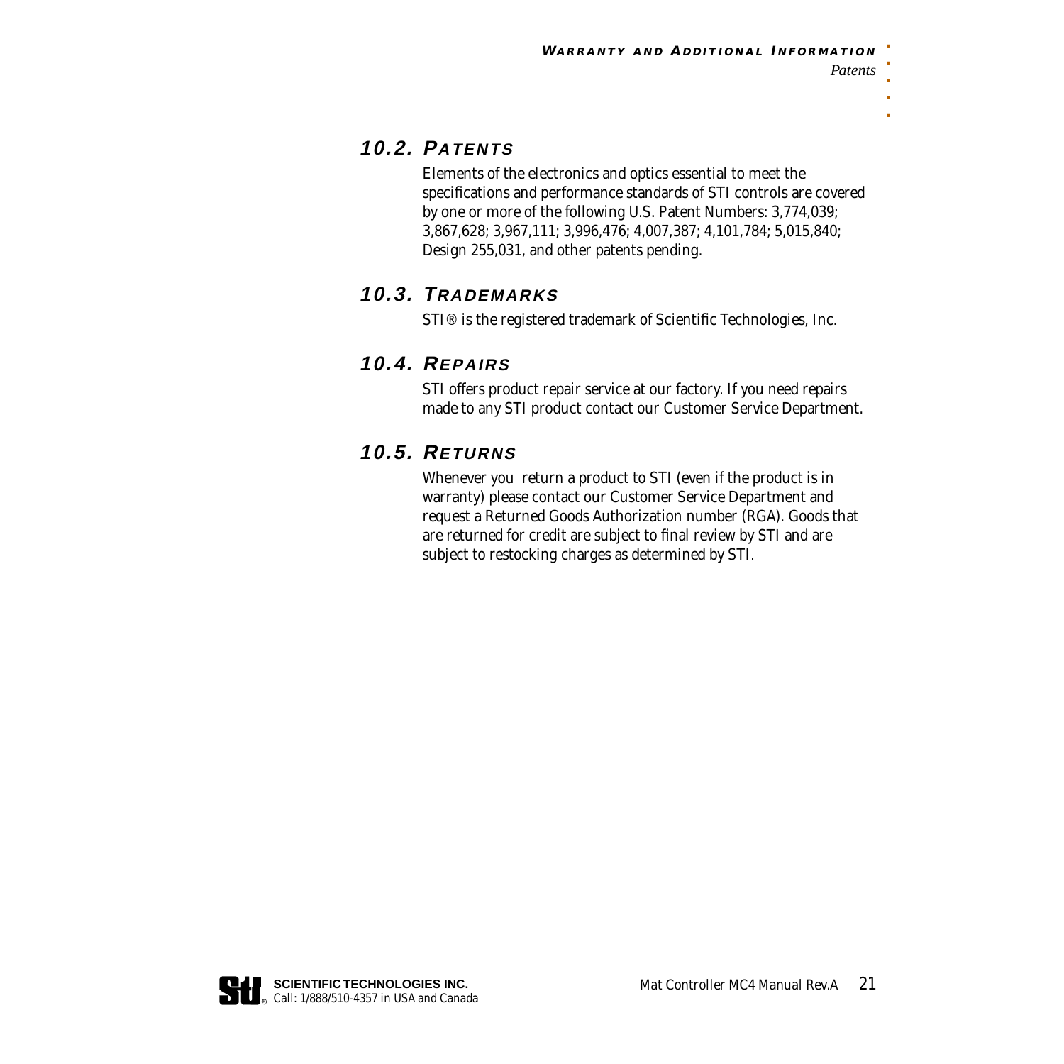## 10.2. Patents

Elements of the electronics and optics essential to meet the specifications and performance standards of STI controls are covered by one or more of the following U.S. Patent Numbers: 3,774,039; 3,867,628; 3,967,111; 3,996,476; 4,007,387; 4,101,784; 5,015,840; Design 255,031, and other patents pending.

## 10.3. Trademarks

STI® is the registered trademark of Scientific Technologies, Inc.

## 10.4. Repairs

STI offers product repair service at our factory. If you need repairs made to any STI product contact our Customer Service Department.

## 10.5. Returns

Whenever you return a product to STI (even if the product is in warranty) please contact our Customer Service Department and request a Returned Goods Authorization number (RGA). Goods that are returned for credit are subject to final review by STI and are subject to restocking charges as determined by STI.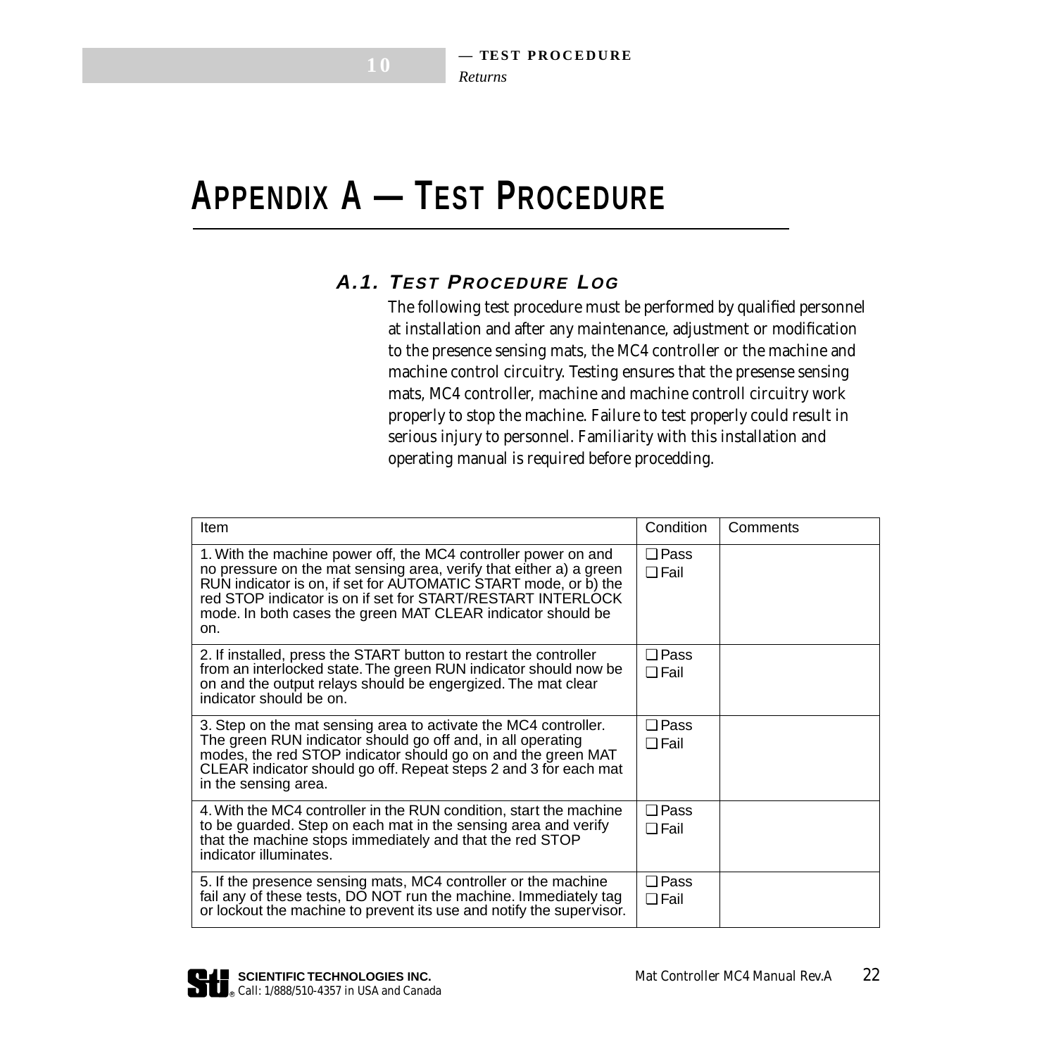# Appendix A — Test Procedure

## A.1. Test Procedure Log

The following test procedure must be performed by qualified personnel at installation and after any maintenance, adjustment or modification to the presence sensing mats, the MC4 controller or the machine and machine control circuitry. Testing ensures that the presense sensing mats, MC4 controller, machine and machine controll circuitry work properly to stop the machine. Failure to test properly could result in serious injury to personnel. Familiarity with this installation and operating manual is required before procedding.

| Item | Condition | Comments |
|---|---|---|
| 1. With the machine power off, the MC4 controller power on and no pressure on the mat sensing area, verify that either a) a green RUN indicator is on, if set for AUTOMATIC START mode, or b) the red STOP indicator is on if set for START/RESTART INTERLOCK mode. In both cases the green MAT CLEAR indicator should be on. | ❑ Pass<br>❑ Fail | |
| 2. If installed, press the START button to restart the controller from an interlocked state. The green RUN indicator should now be on and the output relays should be engergized. The mat clear indicator should be on. | ❑ Pass<br>❑ Fail | |
| 3. Step on the mat sensing area to activate the MC4 controller. The green RUN indicator should go off and, in all operating modes, the red STOP indicator should go on and the green MAT CLEAR indicator should go off. Repeat steps 2 and 3 for each mat in the sensing area. | ❑ Pass<br>❑ Fail | |
| 4. With the MC4 controller in the RUN condition, start the machine to be guarded. Step on each mat in the sensing area and verify that the machine stops immediately and that the red STOP indicator illuminates. | ❑ Pass<br>❑ Fail | |
| 5. If the presence sensing mats, MC4 controller or the machine fail any of these tests, DO NOT run the machine. Immediately tag or lockout the machine to prevent its use and notify the supervisor. | ❑ Pass<br>❑ Fail | |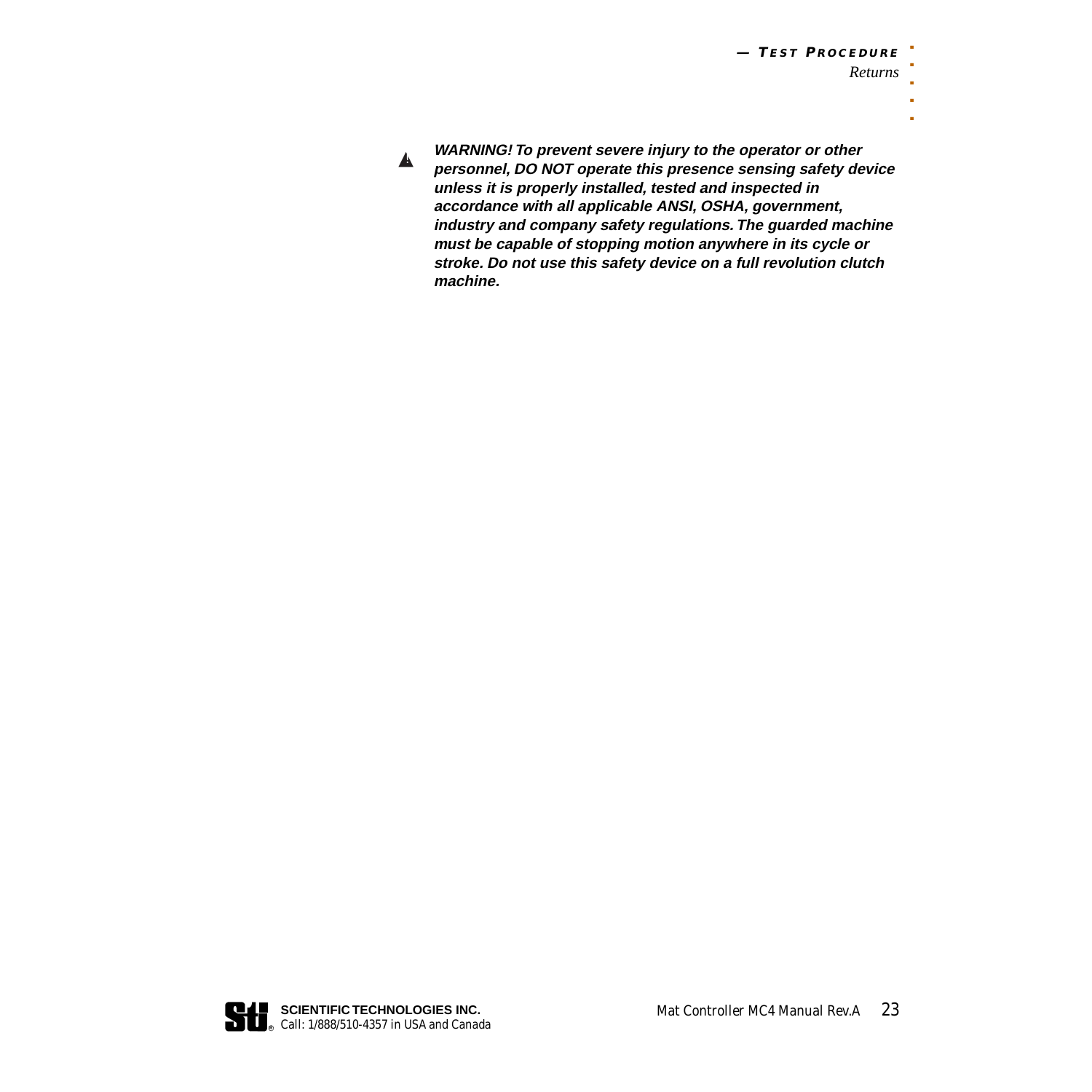**WARNING! To prevent severe injury to the operator or other personnel, DO NOT operate this presence sensing safety device unless it is properly installed, tested and inspected in accordance with all applicable ANSI, OSHA, government, industry and company safety regulations. The guarded machine must be capable of stopping motion anywhere in its cycle or stroke. Do not use this safety device on a full revolution clutch machine.**